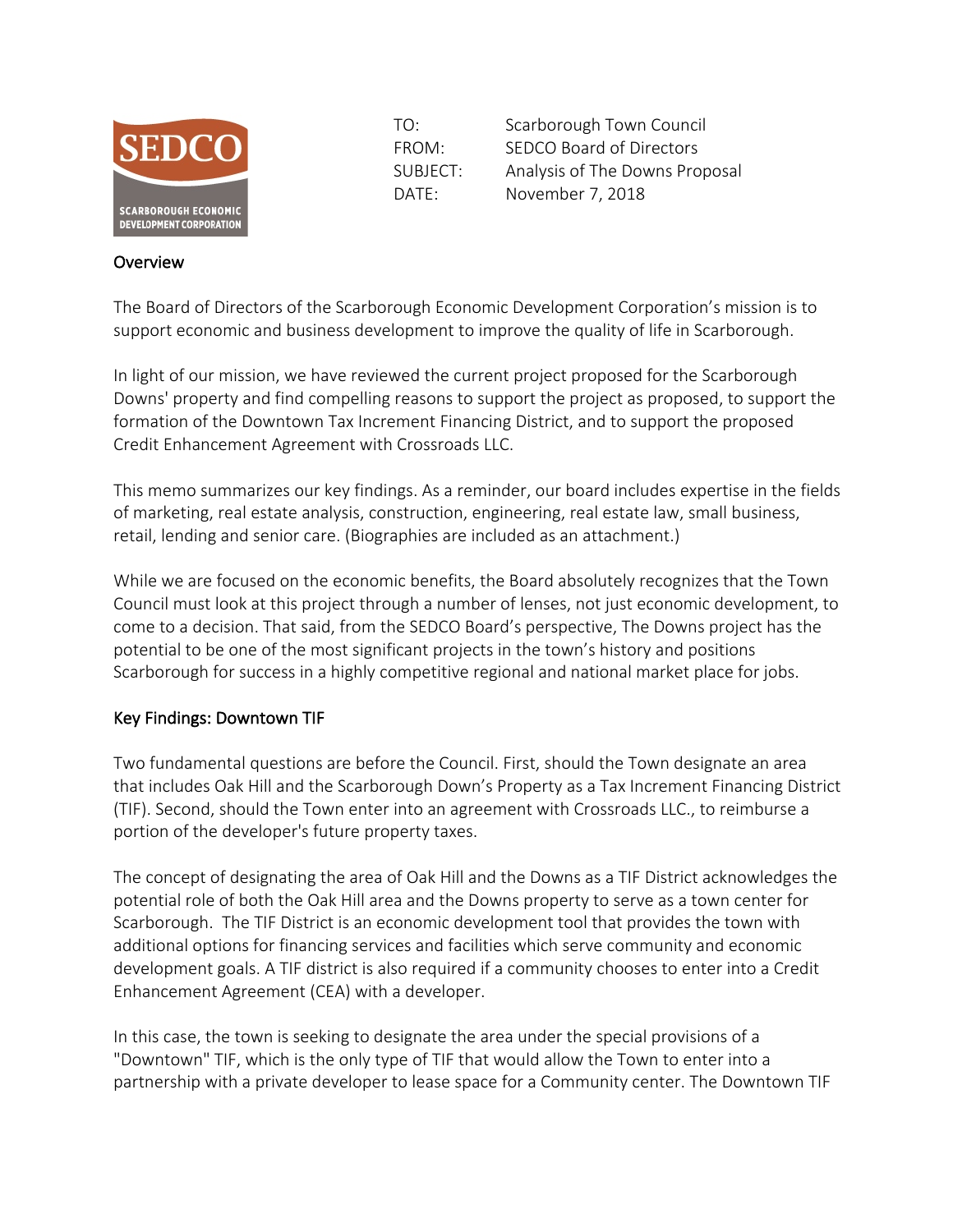SEDCO

SCARBOROUGH ECONOMIC DEVELOPMENT CORPORATION

| | |
|---|---|
| TO: | Scarborough Town Council |
| FROM: | SEDCO Board of Directors |
| SUBJECT: | Analysis of The Downs Proposal |
| DATE: | November 7, 2018 |

## Overview

The Board of Directors of the Scarborough Economic Development Corporation's mission is to support economic and business development to improve the quality of life in Scarborough.

In light of our mission, we have reviewed the current project proposed for the Scarborough Downs' property and find compelling reasons to support the project as proposed, to support the formation of the Downtown Tax Increment Financing District, and to support the proposed Credit Enhancement Agreement with Crossroads LLC.

This memo summarizes our key findings. As a reminder, our board includes expertise in the fields of marketing, real estate analysis, construction, engineering, real estate law, small business, retail, lending and senior care. (Biographies are included as an attachment.)

While we are focused on the economic benefits, the Board absolutely recognizes that the Town Council must look at this project through a number of lenses, not just economic development, to come to a decision. That said, from the SEDCO Board's perspective, The Downs project has the potential to be one of the most significant projects in the town's history and positions Scarborough for success in a highly competitive regional and national market place for jobs.

## Key Findings: Downtown TIF

Two fundamental questions are before the Council. First, should the Town designate an area that includes Oak Hill and the Scarborough Down's Property as a Tax Increment Financing District (TIF). Second, should the Town enter into an agreement with Crossroads LLC., to reimburse a portion of the developer's future property taxes.

The concept of designating the area of Oak Hill and the Downs as a TIF District acknowledges the potential role of both the Oak Hill area and the Downs property to serve as a town center for Scarborough. The TIF District is an economic development tool that provides the town with additional options for financing services and facilities which serve community and economic development goals. A TIF district is also required if a community chooses to enter into a Credit Enhancement Agreement (CEA) with a developer.

In this case, the town is seeking to designate the area under the special provisions of a "Downtown" TIF, which is the only type of TIF that would allow the Town to enter into a partnership with a private developer to lease space for a Community center. The Downtown TIF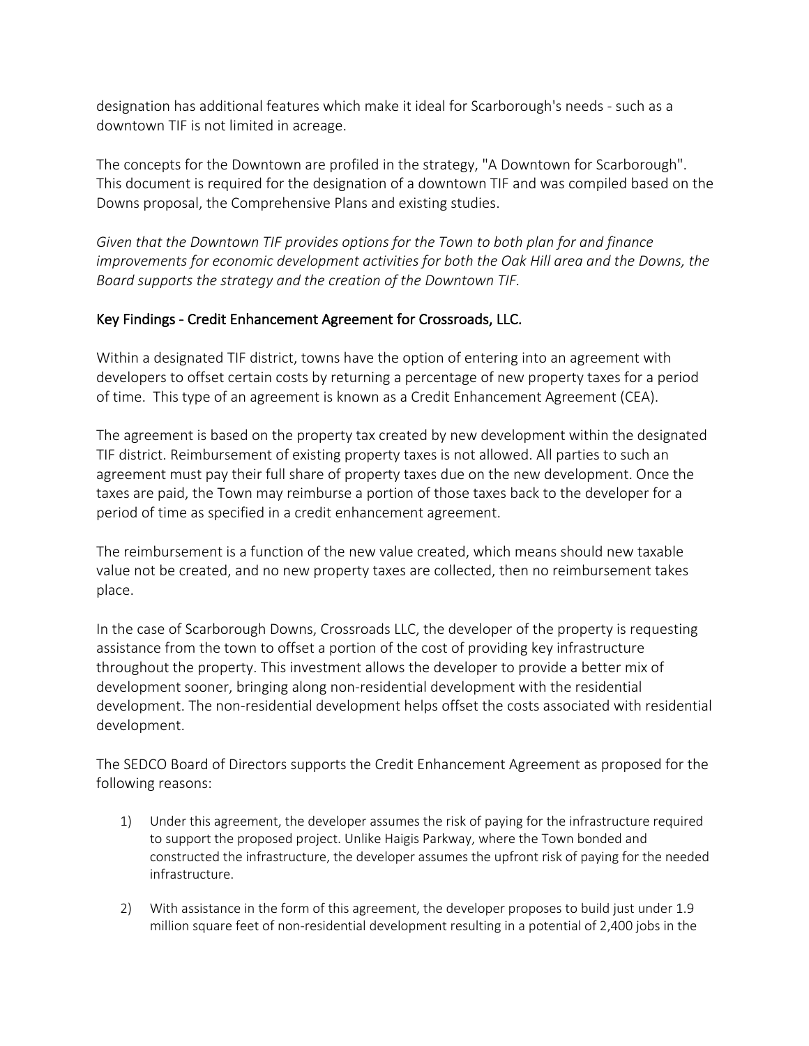designation has additional features which make it ideal for Scarborough's needs - such as a downtown TIF is not limited in acreage.

The concepts for the Downtown are profiled in the strategy, "A Downtown for Scarborough". This document is required for the designation of a downtown TIF and was compiled based on the Downs proposal, the Comprehensive Plans and existing studies.

*Given that the Downtown TIF provides options for the Town to both plan for and finance improvements for economic development activities for both the Oak Hill area and the Downs, the Board supports the strategy and the creation of the Downtown TIF.*

## Key Findings - Credit Enhancement Agreement for Crossroads, LLC.

Within a designated TIF district, towns have the option of entering into an agreement with developers to offset certain costs by returning a percentage of new property taxes for a period of time. This type of an agreement is known as a Credit Enhancement Agreement (CEA).

The agreement is based on the property tax created by new development within the designated TIF district. Reimbursement of existing property taxes is not allowed. All parties to such an agreement must pay their full share of property taxes due on the new development. Once the taxes are paid, the Town may reimburse a portion of those taxes back to the developer for a period of time as specified in a credit enhancement agreement.

The reimbursement is a function of the new value created, which means should new taxable value not be created, and no new property taxes are collected, then no reimbursement takes place.

In the case of Scarborough Downs, Crossroads LLC, the developer of the property is requesting assistance from the town to offset a portion of the cost of providing key infrastructure throughout the property. This investment allows the developer to provide a better mix of development sooner, bringing along non-residential development with the residential development. The non-residential development helps offset the costs associated with residential development.

The SEDCO Board of Directors supports the Credit Enhancement Agreement as proposed for the following reasons:

1) Under this agreement, the developer assumes the risk of paying for the infrastructure required to support the proposed project. Unlike Haigis Parkway, where the Town bonded and constructed the infrastructure, the developer assumes the upfront risk of paying for the needed infrastructure.

2) With assistance in the form of this agreement, the developer proposes to build just under 1.9 million square feet of non-residential development resulting in a potential of 2,400 jobs in the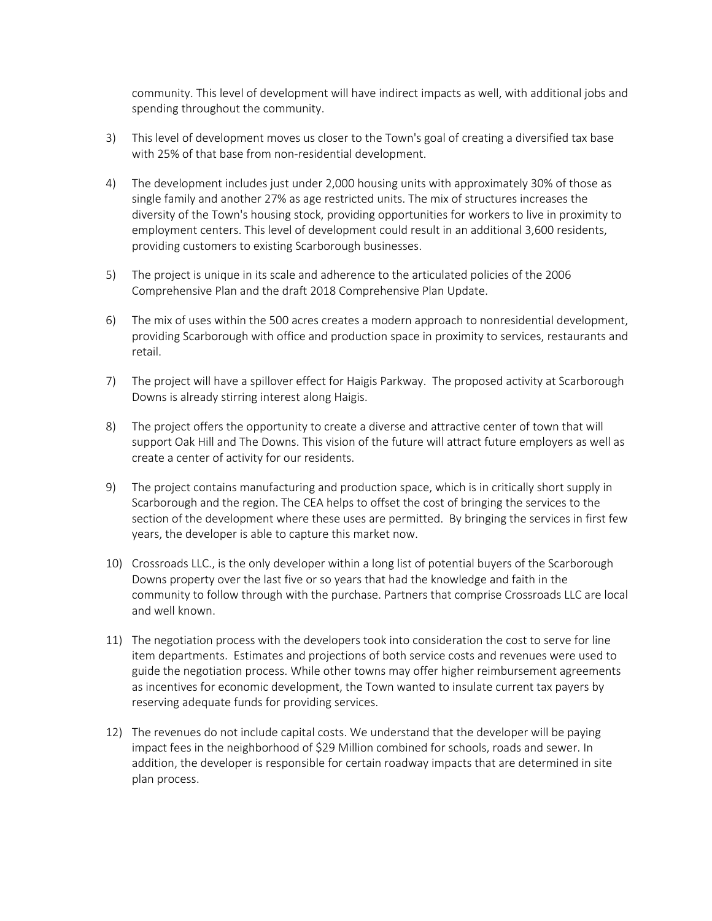community. This level of development will have indirect impacts as well, with additional jobs and spending throughout the community.

3) This level of development moves us closer to the Town's goal of creating a diversified tax base with 25% of that base from non-residential development.

4) The development includes just under 2,000 housing units with approximately 30% of those as single family and another 27% as age restricted units. The mix of structures increases the diversity of the Town's housing stock, providing opportunities for workers to live in proximity to employment centers. This level of development could result in an additional 3,600 residents, providing customers to existing Scarborough businesses.

5) The project is unique in its scale and adherence to the articulated policies of the 2006 Comprehensive Plan and the draft 2018 Comprehensive Plan Update.

6) The mix of uses within the 500 acres creates a modern approach to nonresidential development, providing Scarborough with office and production space in proximity to services, restaurants and retail.

7) The project will have a spillover effect for Haigis Parkway. The proposed activity at Scarborough Downs is already stirring interest along Haigis.

8) The project offers the opportunity to create a diverse and attractive center of town that will support Oak Hill and The Downs. This vision of the future will attract future employers as well as create a center of activity for our residents.

9) The project contains manufacturing and production space, which is in critically short supply in Scarborough and the region. The CEA helps to offset the cost of bringing the services to the section of the development where these uses are permitted. By bringing the services in first few years, the developer is able to capture this market now.

10) Crossroads LLC., is the only developer within a long list of potential buyers of the Scarborough Downs property over the last five or so years that had the knowledge and faith in the community to follow through with the purchase. Partners that comprise Crossroads LLC are local and well known.

11) The negotiation process with the developers took into consideration the cost to serve for line item departments. Estimates and projections of both service costs and revenues were used to guide the negotiation process. While other towns may offer higher reimbursement agreements as incentives for economic development, the Town wanted to insulate current tax payers by reserving adequate funds for providing services.

12) The revenues do not include capital costs. We understand that the developer will be paying impact fees in the neighborhood of $29 Million combined for schools, roads and sewer. In addition, the developer is responsible for certain roadway impacts that are determined in site plan process.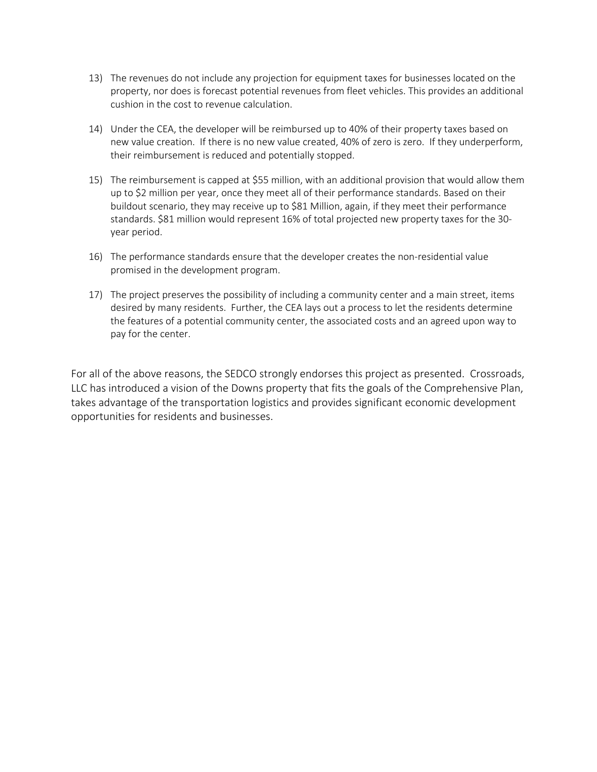13) The revenues do not include any projection for equipment taxes for businesses located on the property, nor does is forecast potential revenues from fleet vehicles. This provides an additional cushion in the cost to revenue calculation.

14) Under the CEA, the developer will be reimbursed up to 40% of their property taxes based on new value creation. If there is no new value created, 40% of zero is zero. If they underperform, their reimbursement is reduced and potentially stopped.

15) The reimbursement is capped at $55 million, with an additional provision that would allow them up to $2 million per year, once they meet all of their performance standards. Based on their buildout scenario, they may receive up to $81 Million, again, if they meet their performance standards. $81 million would represent 16% of total projected new property taxes for the 30-year period.

16) The performance standards ensure that the developer creates the non-residential value promised in the development program.

17) The project preserves the possibility of including a community center and a main street, items desired by many residents. Further, the CEA lays out a process to let the residents determine the features of a potential community center, the associated costs and an agreed upon way to pay for the center.

For all of the above reasons, the SEDCO strongly endorses this project as presented. Crossroads, LLC has introduced a vision of the Downs property that fits the goals of the Comprehensive Plan, takes advantage of the transportation logistics and provides significant economic development opportunities for residents and businesses.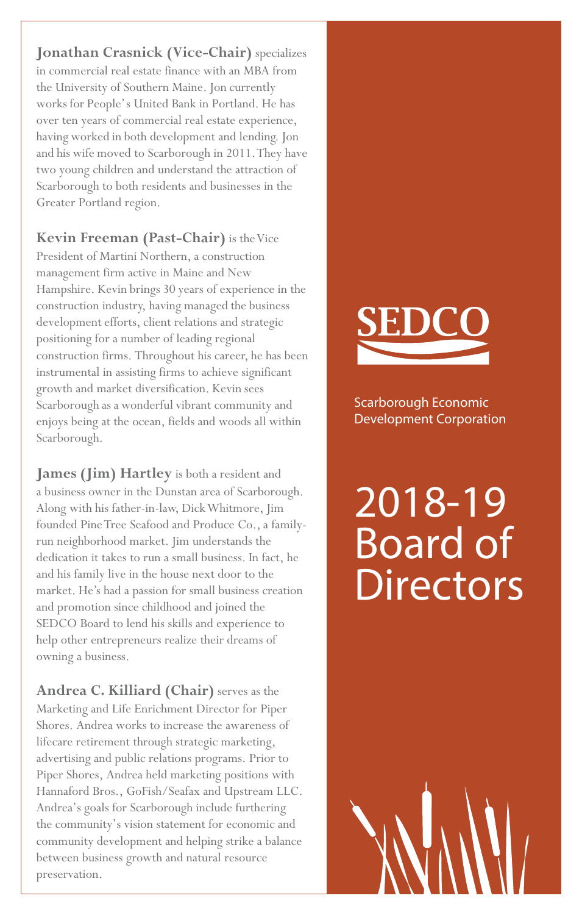**Jonathan Crasnick (Vice-Chair)** specializes in commercial real estate finance with an MBA from the University of Southern Maine. Jon currently works for People's United Bank in Portland. He has over ten years of commercial real estate experience, having worked in both development and lending. Jon and his wife moved to Scarborough in 2011. They have two young children and understand the attraction of Scarborough to both residents and businesses in the Greater Portland region.

**Kevin Freeman (Past-Chair)** is the Vice President of Martini Northern, a construction management firm active in Maine and New Hampshire. Kevin brings 30 years of experience in the construction industry, having managed the business development efforts, client relations and strategic positioning for a number of leading regional construction firms. Throughout his career, he has been instrumental in assisting firms to achieve significant growth and market diversification. Kevin sees Scarborough as a wonderful vibrant community and enjoys being at the ocean, fields and woods all within Scarborough.

**James (Jim) Hartley** is both a resident and a business owner in the Dunstan area of Scarborough. Along with his father-in-law, Dick Whitmore, Jim founded Pine Tree Seafood and Produce Co., a family-run neighborhood market. Jim understands the dedication it takes to run a small business. In fact, he and his family live in the house next door to the market. He's had a passion for small business creation and promotion since childhood and joined the SEDCO Board to lend his skills and experience to help other entrepreneurs realize their dreams of owning a business.

**Andrea C. Killiard (Chair)** serves as the Marketing and Life Enrichment Director for Piper Shores. Andrea works to increase the awareness of lifecare retirement through strategic marketing, advertising and public relations programs. Prior to Piper Shores, Andrea held marketing positions with Hannaford Bros., GoFish/Seafax and Upstream LLC. Andrea's goals for Scarborough include furthering the community's vision statement for economic and community development and helping strike a balance between business growth and natural resource preservation.

SEDCO

Scarborough Economic Development Corporation

# 2018-19 Board of Directors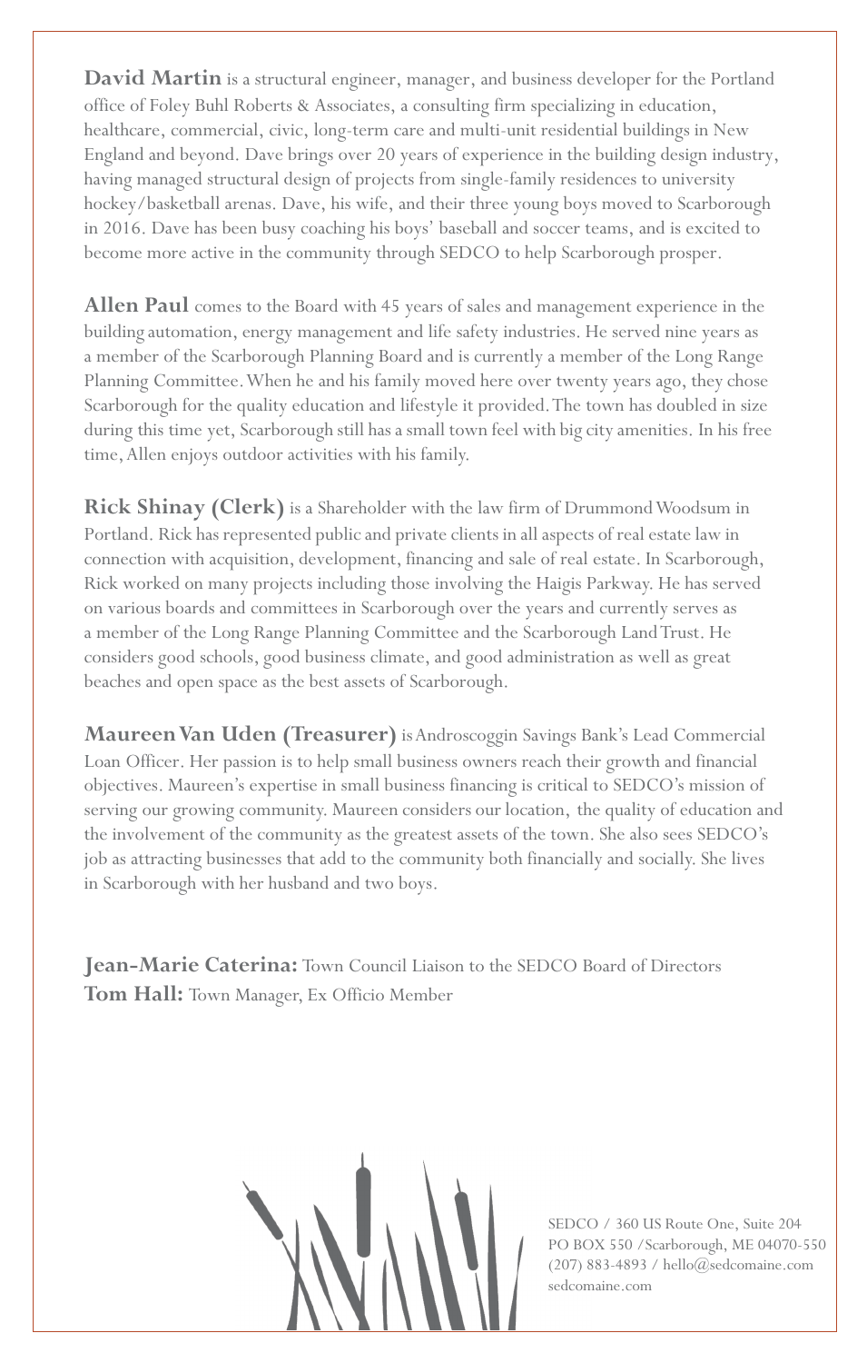**David Martin** is a structural engineer, manager, and business developer for the Portland office of Foley Buhl Roberts & Associates, a consulting firm specializing in education, healthcare, commercial, civic, long-term care and multi-unit residential buildings in New England and beyond. Dave brings over 20 years of experience in the building design industry, having managed structural design of projects from single-family residences to university hockey/basketball arenas. Dave, his wife, and their three young boys moved to Scarborough in 2016. Dave has been busy coaching his boys' baseball and soccer teams, and is excited to become more active in the community through SEDCO to help Scarborough prosper.

**Allen Paul** comes to the Board with 45 years of sales and management experience in the building automation, energy management and life safety industries. He served nine years as a member of the Scarborough Planning Board and is currently a member of the Long Range Planning Committee. When he and his family moved here over twenty years ago, they chose Scarborough for the quality education and lifestyle it provided. The town has doubled in size during this time yet, Scarborough still has a small town feel with big city amenities. In his free time, Allen enjoys outdoor activities with his family.

**Rick Shinay (Clerk)** is a Shareholder with the law firm of Drummond Woodsum in Portland. Rick has represented public and private clients in all aspects of real estate law in connection with acquisition, development, financing and sale of real estate. In Scarborough, Rick worked on many projects including those involving the Haigis Parkway. He has served on various boards and committees in Scarborough over the years and currently serves as a member of the Long Range Planning Committee and the Scarborough Land Trust. He considers good schools, good business climate, and good administration as well as great beaches and open space as the best assets of Scarborough.

**Maureen Van Uden (Treasurer)** is Androscoggin Savings Bank's Lead Commercial Loan Officer. Her passion is to help small business owners reach their growth and financial objectives. Maureen's expertise in small business financing is critical to SEDCO's mission of serving our growing community. Maureen considers our location, the quality of education and the involvement of the community as the greatest assets of the town. She also sees SEDCO's job as attracting businesses that add to the community both financially and socially. She lives in Scarborough with her husband and two boys.

**Jean-Marie Caterina:** Town Council Liaison to the SEDCO Board of Directors
**Tom Hall:** Town Manager, Ex Officio Member

SEDCO / 360 US Route One, Suite 204
PO BOX 550 /Scarborough, ME 04070-550
(207) 883-4893 / hello@sedcomaine.com
sedcomaine.com